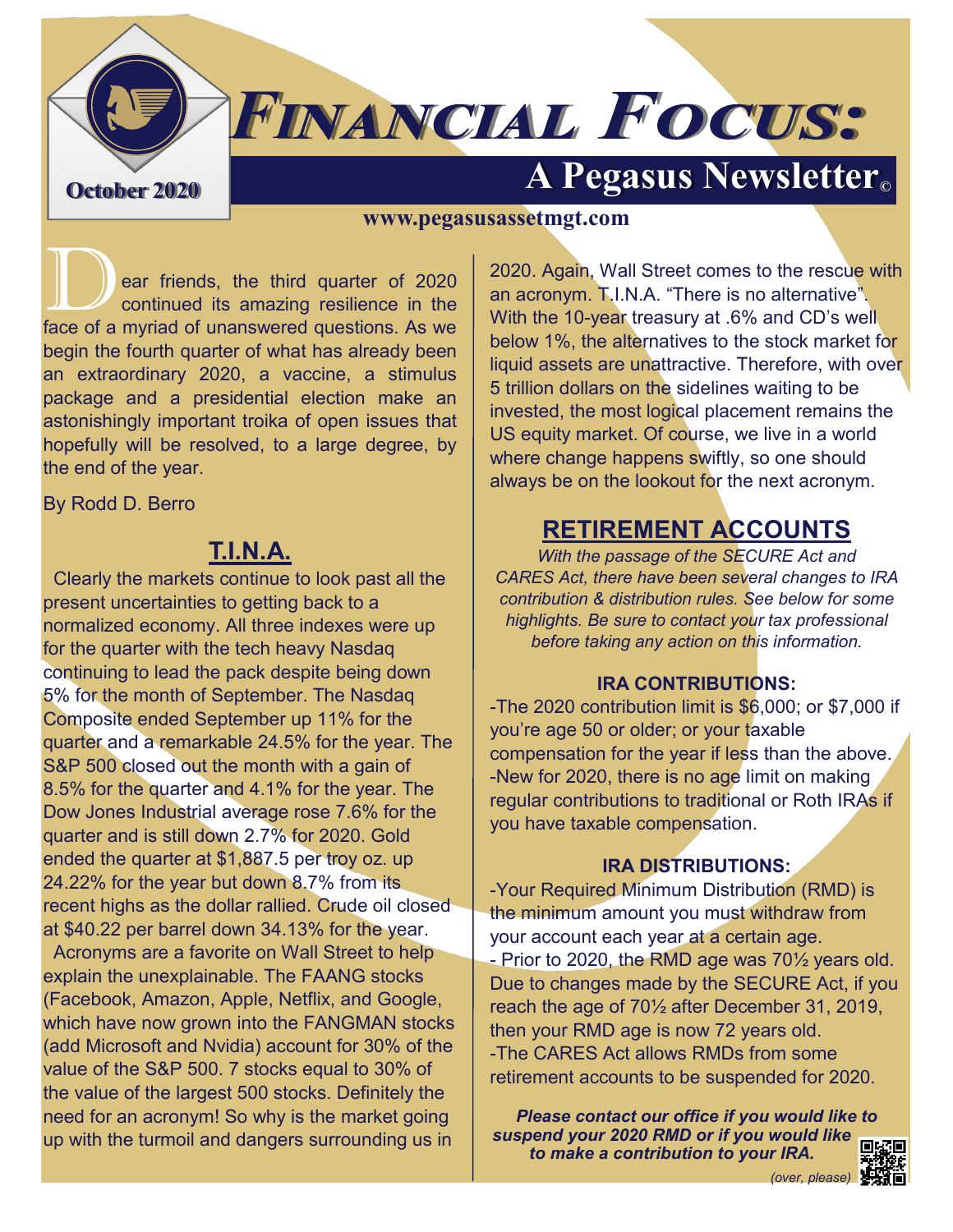# Financial Focus:

## A Pegasus Newsletter©

October 2020

www.pegasusassetmgt.com

Dear friends, the third quarter of 2020 continued its amazing resilience in the face of a myriad of unanswered questions. As we begin the fourth quarter of what has already been an extraordinary 2020, a vaccine, a stimulus package and a presidential election make an astonishingly important troika of open issues that hopefully will be resolved, to a large degree, by the end of the year.

By Rodd D. Berro

## T.I.N.A.

Clearly the markets continue to look past all the present uncertainties to getting back to a normalized economy. All three indexes were up for the quarter with the tech heavy Nasdaq continuing to lead the pack despite being down 5% for the month of September. The Nasdaq Composite ended September up 11% for the quarter and a remarkable 24.5% for the year. The S&P 500 closed out the month with a gain of 8.5% for the quarter and 4.1% for the year. The Dow Jones Industrial average rose 7.6% for the quarter and is still down 2.7% for 2020. Gold ended the quarter at $1,887.5 per troy oz. up 24.22% for the year but down 8.7% from its recent highs as the dollar rallied. Crude oil closed at $40.22 per barrel down 34.13% for the year.

Acronyms are a favorite on Wall Street to help explain the unexplainable. The FAANG stocks (Facebook, Amazon, Apple, Netflix, and Google, which have now grown into the FANGMAN stocks (add Microsoft and Nvidia) account for 30% of the value of the S&P 500. 7 stocks equal to 30% of the value of the largest 500 stocks. Definitely the need for an acronym! So why is the market going up with the turmoil and dangers surrounding us in 2020. Again, Wall Street comes to the rescue with an acronym. T.I.N.A. "There is no alternative". With the 10-year treasury at .6% and CD's well below 1%, the alternatives to the stock market for liquid assets are unattractive. Therefore, with over 5 trillion dollars on the sidelines waiting to be invested, the most logical placement remains the US equity market. Of course, we live in a world where change happens swiftly, so one should always be on the lookout for the next acronym.

## RETIREMENT ACCOUNTS

*With the passage of the SECURE Act and CARES Act, there have been several changes to IRA contribution & distribution rules. See below for some highlights. Be sure to contact your tax professional before taking any action on this information.*

### IRA CONTRIBUTIONS:

-The 2020 contribution limit is $6,000; or $7,000 if you're age 50 or older; or your taxable compensation for the year if less than the above.

-New for 2020, there is no age limit on making regular contributions to traditional or Roth IRAs if you have taxable compensation.

### IRA DISTRIBUTIONS:

-Your Required Minimum Distribution (RMD) is the minimum amount you must withdraw from your account each year at a certain age.

- Prior to 2020, the RMD age was 70½ years old. Due to changes made by the SECURE Act, if you reach the age of 70½ after December 31, 2019, then your RMD age is now 72 years old.

-The CARES Act allows RMDs from some retirement accounts to be suspended for 2020.

***Please contact our office if you would like to suspend your 2020 RMD or if you would like to make a contribution to your IRA.***

*(over, please)*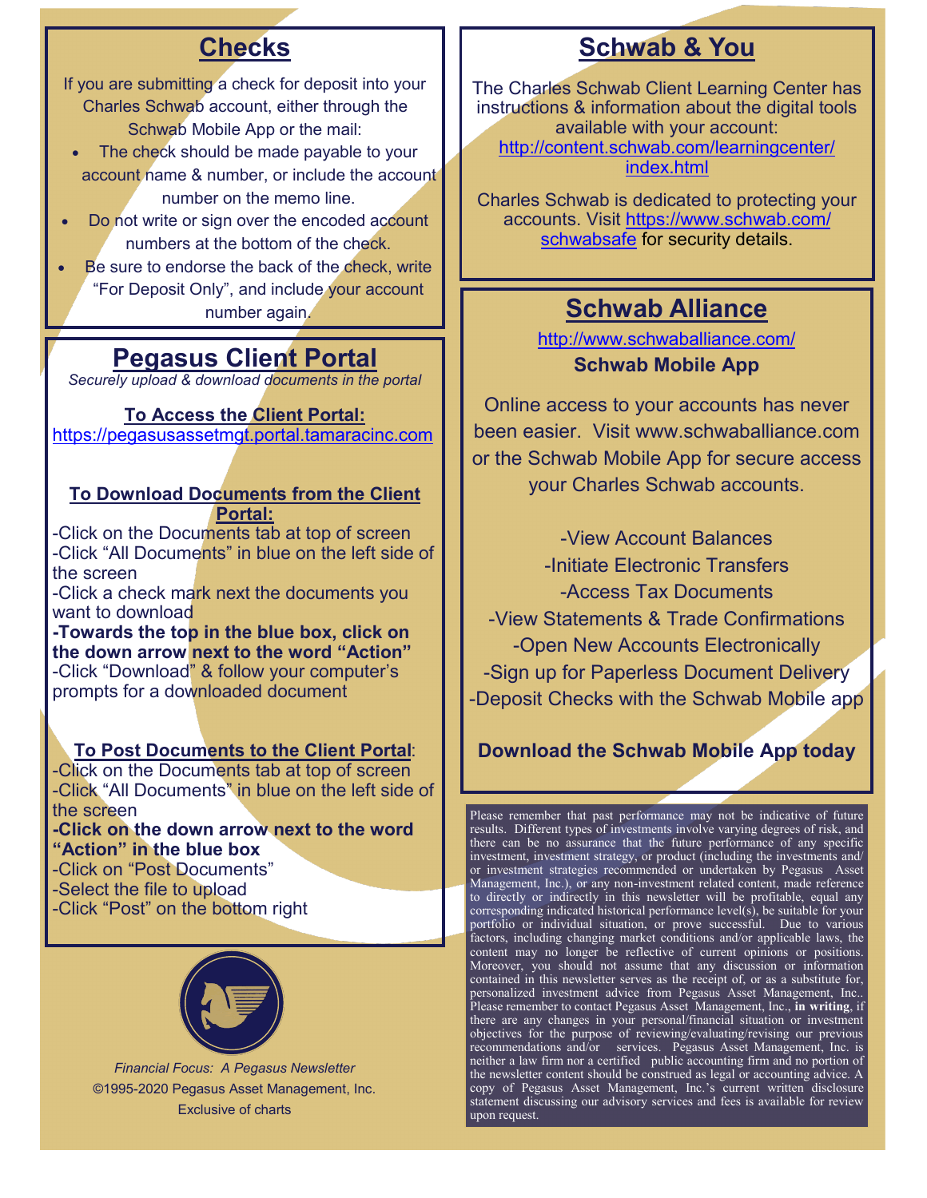## Checks

If you are submitting a check for deposit into your Charles Schwab account, either through the Schwab Mobile App or the mail:

- The check should be made payable to your account name & number, or include the account number on the memo line.
- Do not write or sign over the encoded account numbers at the bottom of the check.
- Be sure to endorse the back of the check, write "For Deposit Only", and include your account number again.

## Pegasus Client Portal

*Securely upload & download documents in the portal*

**To Access the Client Portal:**
https://pegasusassetmgt.portal.tamaracinc.com

**To Download Documents from the Client Portal:**

-Click on the Documents tab at top of screen
-Click "All Documents" in blue on the left side of the screen
-Click a check mark next the documents you want to download
**-Towards the top in the blue box, click on the down arrow next to the word "Action"**
-Click "Download" & follow your computer's prompts for a downloaded document

**To Post Documents to the Client Portal:**

-Click on the Documents tab at top of screen
-Click "All Documents" in blue on the left side of the screen
**-Click on the down arrow next to the word "Action" in the blue box**
-Click on "Post Documents"
-Select the file to upload
-Click "Post" on the bottom right

*Financial Focus: A Pegasus Newsletter*
©1995-2020 Pegasus Asset Management, Inc.
Exclusive of charts

## Schwab & You

The Charles Schwab Client Learning Center has instructions & information about the digital tools available with your account:
http://content.schwab.com/learningcenter/index.html

Charles Schwab is dedicated to protecting your accounts. Visit https://www.schwab.com/schwabsafe for security details.

## Schwab Alliance

http://www.schwaballiance.com/

**Schwab Mobile App**

Online access to your accounts has never been easier. Visit www.schwaballiance.com or the Schwab Mobile App for secure access your Charles Schwab accounts.

-View Account Balances
-Initiate Electronic Transfers
-Access Tax Documents
-View Statements & Trade Confirmations
-Open New Accounts Electronically
-Sign up for Paperless Document Delivery
-Deposit Checks with the Schwab Mobile app

**Download the Schwab Mobile App today**

Please remember that past performance may not be indicative of future results. Different types of investments involve varying degrees of risk, and there can be no assurance that the future performance of any specific investment, investment strategy, or product (including the investments and/or investment strategies recommended or undertaken by Pegasus Asset Management, Inc.), or any non-investment related content, made reference to directly or indirectly in this newsletter will be profitable, equal any corresponding indicated historical performance level(s), be suitable for your portfolio or individual situation, or prove successful. Due to various factors, including changing market conditions and/or applicable laws, the content may no longer be reflective of current opinions or positions. Moreover, you should not assume that any discussion or information contained in this newsletter serves as the receipt of, or as a substitute for, personalized investment advice from Pegasus Asset Management, Inc.. Please remember to contact Pegasus Asset Management, Inc., **in writing**, if there are any changes in your personal/financial situation or investment objectives for the purpose of reviewing/evaluating/revising our previous recommendations and/or services. Pegasus Asset Management, Inc. is neither a law firm nor a certified public accounting firm and no portion of the newsletter content should be construed as legal or accounting advice. A copy of Pegasus Asset Management, Inc.'s current written disclosure statement discussing our advisory services and fees is available for review upon request.